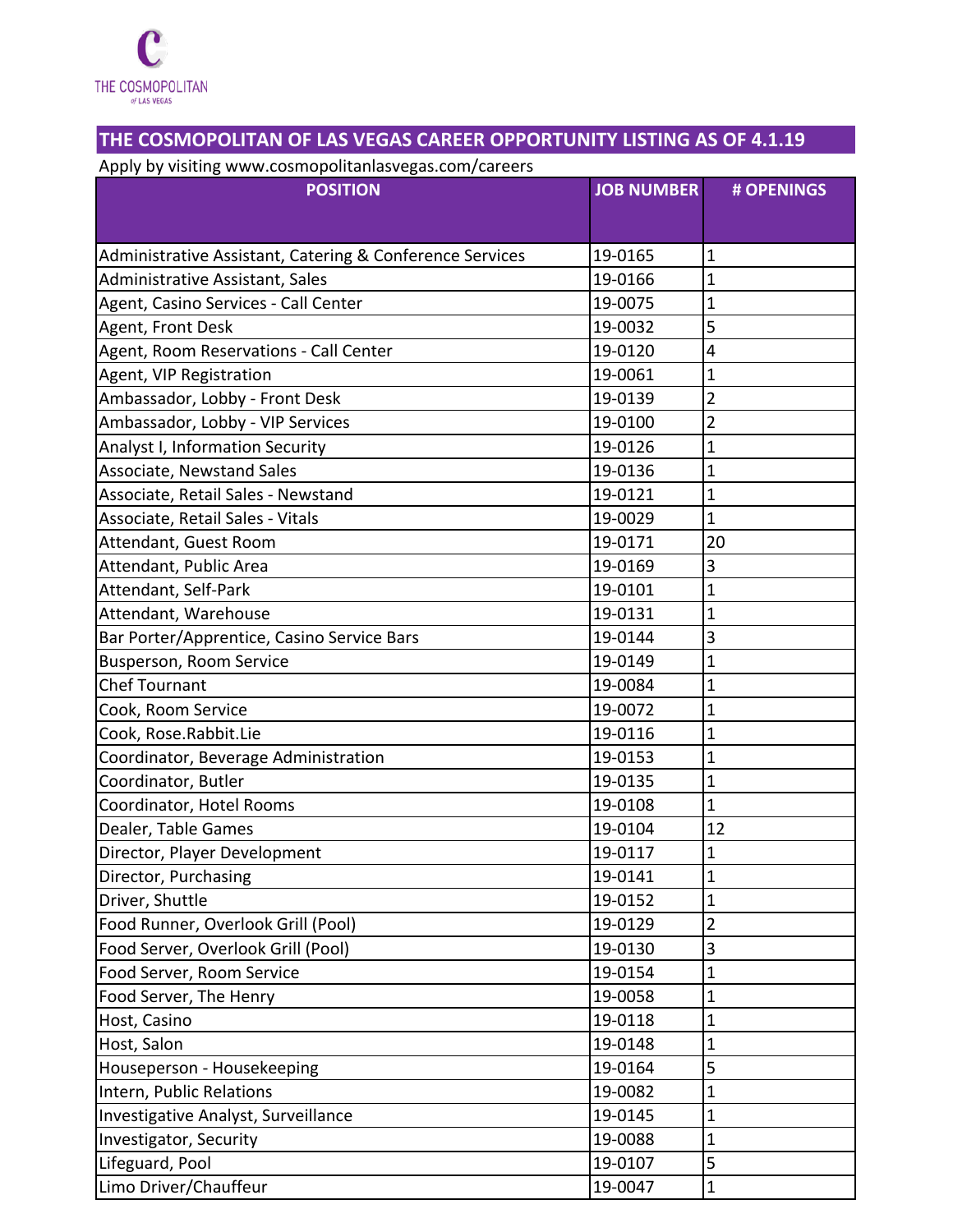THE COSMOPOLITAN of LAS VEGAS

## THE COSMOPOLITAN OF LAS VEGAS CAREER OPPORTUNITY LISTING AS OF 4.1.19

Apply by visiting www.cosmopolitanlasvegas.com/careers

| POSITION | JOB NUMBER | # OPENINGS |
|---|---|---|
| Administrative Assistant, Catering & Conference Services | 19-0165 | 1 |
| Administrative Assistant, Sales | 19-0166 | 1 |
| Agent, Casino Services - Call Center | 19-0075 | 1 |
| Agent, Front Desk | 19-0032 | 5 |
| Agent, Room Reservations - Call Center | 19-0120 | 4 |
| Agent, VIP Registration | 19-0061 | 1 |
| Ambassador, Lobby - Front Desk | 19-0139 | 2 |
| Ambassador, Lobby - VIP Services | 19-0100 | 2 |
| Analyst I, Information Security | 19-0126 | 1 |
| Associate, Newstand Sales | 19-0136 | 1 |
| Associate, Retail Sales - Newstand | 19-0121 | 1 |
| Associate, Retail Sales - Vitals | 19-0029 | 1 |
| Attendant, Guest Room | 19-0171 | 20 |
| Attendant, Public Area | 19-0169 | 3 |
| Attendant, Self-Park | 19-0101 | 1 |
| Attendant, Warehouse | 19-0131 | 1 |
| Bar Porter/Apprentice, Casino Service Bars | 19-0144 | 3 |
| Busperson, Room Service | 19-0149 | 1 |
| Chef Tournant | 19-0084 | 1 |
| Cook, Room Service | 19-0072 | 1 |
| Cook, Rose.Rabbit.Lie | 19-0116 | 1 |
| Coordinator, Beverage Administration | 19-0153 | 1 |
| Coordinator, Butler | 19-0135 | 1 |
| Coordinator, Hotel Rooms | 19-0108 | 1 |
| Dealer, Table Games | 19-0104 | 12 |
| Director, Player Development | 19-0117 | 1 |
| Director, Purchasing | 19-0141 | 1 |
| Driver, Shuttle | 19-0152 | 1 |
| Food Runner, Overlook Grill (Pool) | 19-0129 | 2 |
| Food Server, Overlook Grill (Pool) | 19-0130 | 3 |
| Food Server, Room Service | 19-0154 | 1 |
| Food Server, The Henry | 19-0058 | 1 |
| Host, Casino | 19-0118 | 1 |
| Host, Salon | 19-0148 | 1 |
| Houseperson - Housekeeping | 19-0164 | 5 |
| Intern, Public Relations | 19-0082 | 1 |
| Investigative Analyst, Surveillance | 19-0145 | 1 |
| Investigator, Security | 19-0088 | 1 |
| Lifeguard, Pool | 19-0107 | 5 |
| Limo Driver/Chauffeur | 19-0047 | 1 |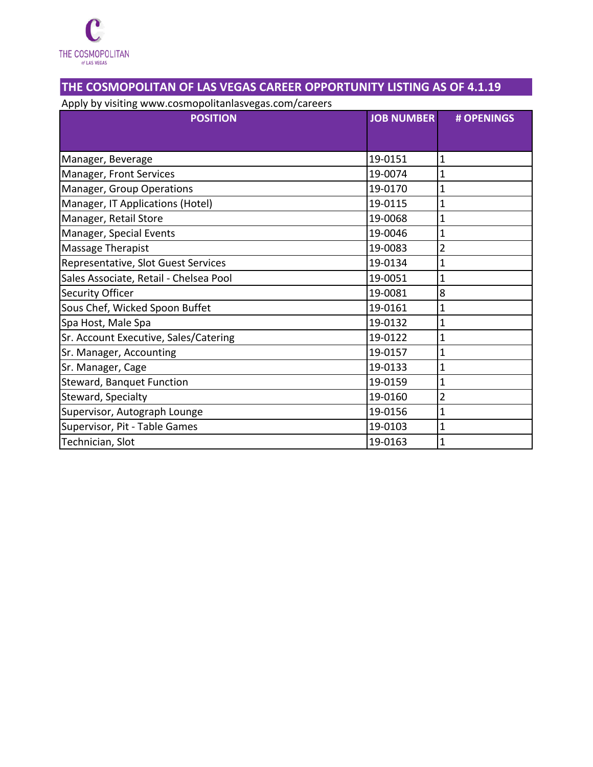THE COSMOPOLITAN of LAS VEGAS

## THE COSMOPOLITAN OF LAS VEGAS CAREER OPPORTUNITY LISTING AS OF 4.1.19

Apply by visiting www.cosmopolitanlasvegas.com/careers

| POSITION | JOB NUMBER | # OPENINGS |
|---|---|---|
| Manager, Beverage | 19-0151 | 1 |
| Manager, Front Services | 19-0074 | 1 |
| Manager, Group Operations | 19-0170 | 1 |
| Manager, IT Applications (Hotel) | 19-0115 | 1 |
| Manager, Retail Store | 19-0068 | 1 |
| Manager, Special Events | 19-0046 | 1 |
| Massage Therapist | 19-0083 | 2 |
| Representative, Slot Guest Services | 19-0134 | 1 |
| Sales Associate, Retail - Chelsea Pool | 19-0051 | 1 |
| Security Officer | 19-0081 | 8 |
| Sous Chef, Wicked Spoon Buffet | 19-0161 | 1 |
| Spa Host, Male Spa | 19-0132 | 1 |
| Sr. Account Executive, Sales/Catering | 19-0122 | 1 |
| Sr. Manager, Accounting | 19-0157 | 1 |
| Sr. Manager, Cage | 19-0133 | 1 |
| Steward, Banquet Function | 19-0159 | 1 |
| Steward, Specialty | 19-0160 | 2 |
| Supervisor, Autograph Lounge | 19-0156 | 1 |
| Supervisor, Pit - Table Games | 19-0103 | 1 |
| Technician, Slot | 19-0163 | 1 |